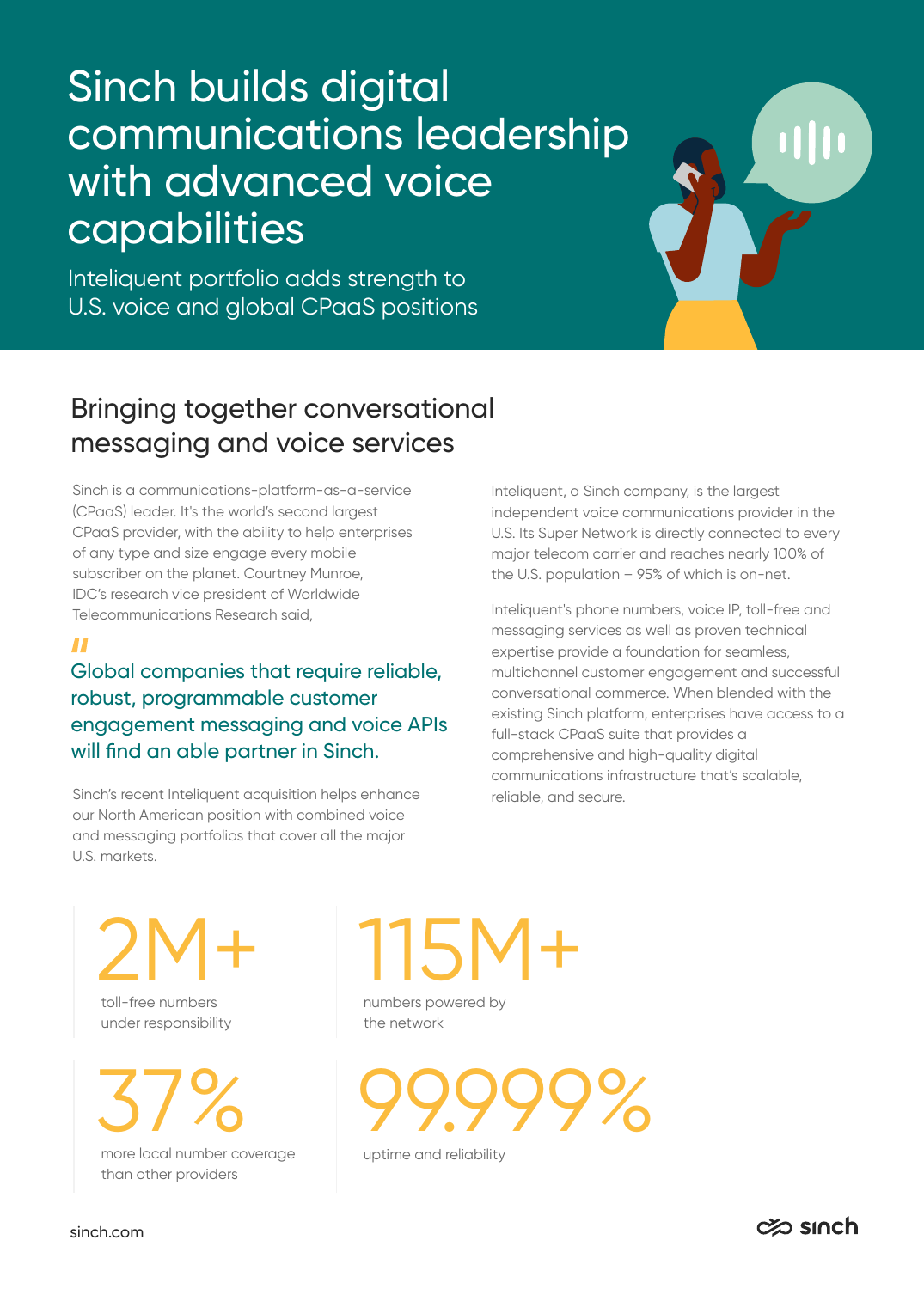# Sinch builds digital communications leadership with advanced voice capabilities

Inteliquent portfolio adds strength to U.S. voice and global CPaaS positions

## Bringing together conversational messaging and voice services

Sinch is a communications-platform-as-a-service (CPaaS) leader. It's the world's second largest CPaaS provider, with the ability to help enterprises of any type and size engage every mobile subscriber on the planet. Courtney Munroe, IDC's research vice president of Worldwide Telecommunications Research said,

> "
> Global companies that require reliable, robust, programmable customer engagement messaging and voice APIs will find an able partner in Sinch.

Sinch's recent Inteliquent acquisition helps enhance our North American position with combined voice and messaging portfolios that cover all the major U.S. markets.

Inteliquent, a Sinch company, is the largest independent voice communications provider in the U.S. Its Super Network is directly connected to every major telecom carrier and reaches nearly 100% of the U.S. population – 95% of which is on-net.

Inteliquent's phone numbers, voice IP, toll-free and messaging services as well as proven technical expertise provide a foundation for seamless, multichannel customer engagement and successful conversational commerce. When blended with the existing Sinch platform, enterprises have access to a full-stack CPaaS suite that provides a comprehensive and high-quality digital communications infrastructure that's scalable, reliable, and secure.

**2M+**
toll-free numbers under responsibility

**115M+**
numbers powered by the network

**37%**
more local number coverage than other providers

**99.999%**
uptime and reliability

sinch.com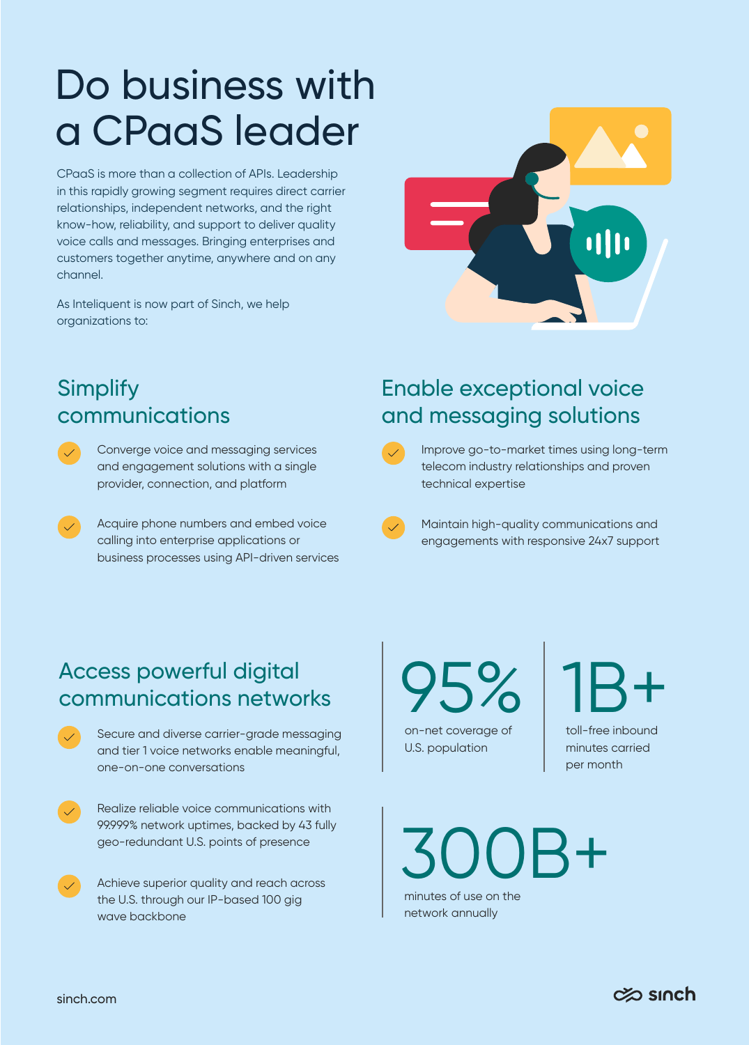# Do business with a CPaaS leader

CPaaS is more than a collection of APIs. Leadership in this rapidly growing segment requires direct carrier relationships, independent networks, and the right know-how, reliability, and support to deliver quality voice calls and messages. Bringing enterprises and customers together anytime, anywhere and on any channel.

As Inteliquent is now part of Sinch, we help organizations to:

## Simplify communications

- Converge voice and messaging services and engagement solutions with a single provider, connection, and platform
- Acquire phone numbers and embed voice calling into enterprise applications or business processes using API-driven services

## Enable exceptional voice and messaging solutions

- Improve go-to-market times using long-term telecom industry relationships and proven technical expertise
- Maintain high-quality communications and engagements with responsive 24x7 support

## Access powerful digital communications networks

- Secure and diverse carrier-grade messaging and tier 1 voice networks enable meaningful, one-on-one conversations
- Realize reliable voice communications with 99.999% network uptimes, backed by 43 fully geo-redundant U.S. points of presence
- Achieve superior quality and reach across the U.S. through our IP-based 100 gig wave backbone

**95%**
on-net coverage of U.S. population

**1B+**
toll-free inbound minutes carried per month

**300B+**
minutes of use on the network annually

sinch.com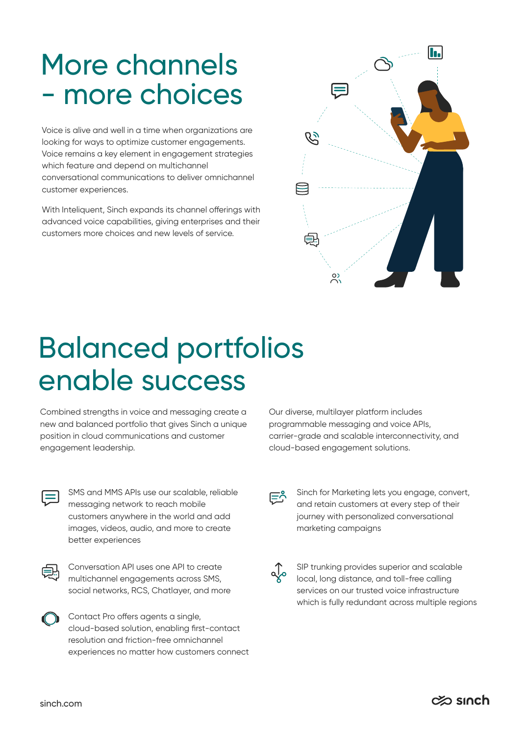# More channels - more choices

Voice is alive and well in a time when organizations are looking for ways to optimize customer engagements. Voice remains a key element in engagement strategies which feature and depend on multichannel conversational communications to deliver omnichannel customer experiences.

With Inteliquent, Sinch expands its channel offerings with advanced voice capabilities, giving enterprises and their customers more choices and new levels of service.

# Balanced portfolios enable success

Combined strengths in voice and messaging create a new and balanced portfolio that gives Sinch a unique position in cloud communications and customer engagement leadership.

Our diverse, multilayer platform includes programmable messaging and voice APIs, carrier-grade and scalable interconnectivity, and cloud-based engagement solutions.

- SMS and MMS APIs use our scalable, reliable messaging network to reach mobile customers anywhere in the world and add images, videos, audio, and more to create better experiences
- Conversation API uses one API to create multichannel engagements across SMS, social networks, RCS, Chatlayer, and more
- Contact Pro offers agents a single, cloud-based solution, enabling first-contact resolution and friction-free omnichannel experiences no matter how customers connect
- Sinch for Marketing lets you engage, convert, and retain customers at every step of their journey with personalized conversational marketing campaigns
- SIP trunking provides superior and scalable local, long distance, and toll-free calling services on our trusted voice infrastructure which is fully redundant across multiple regions

sinch.com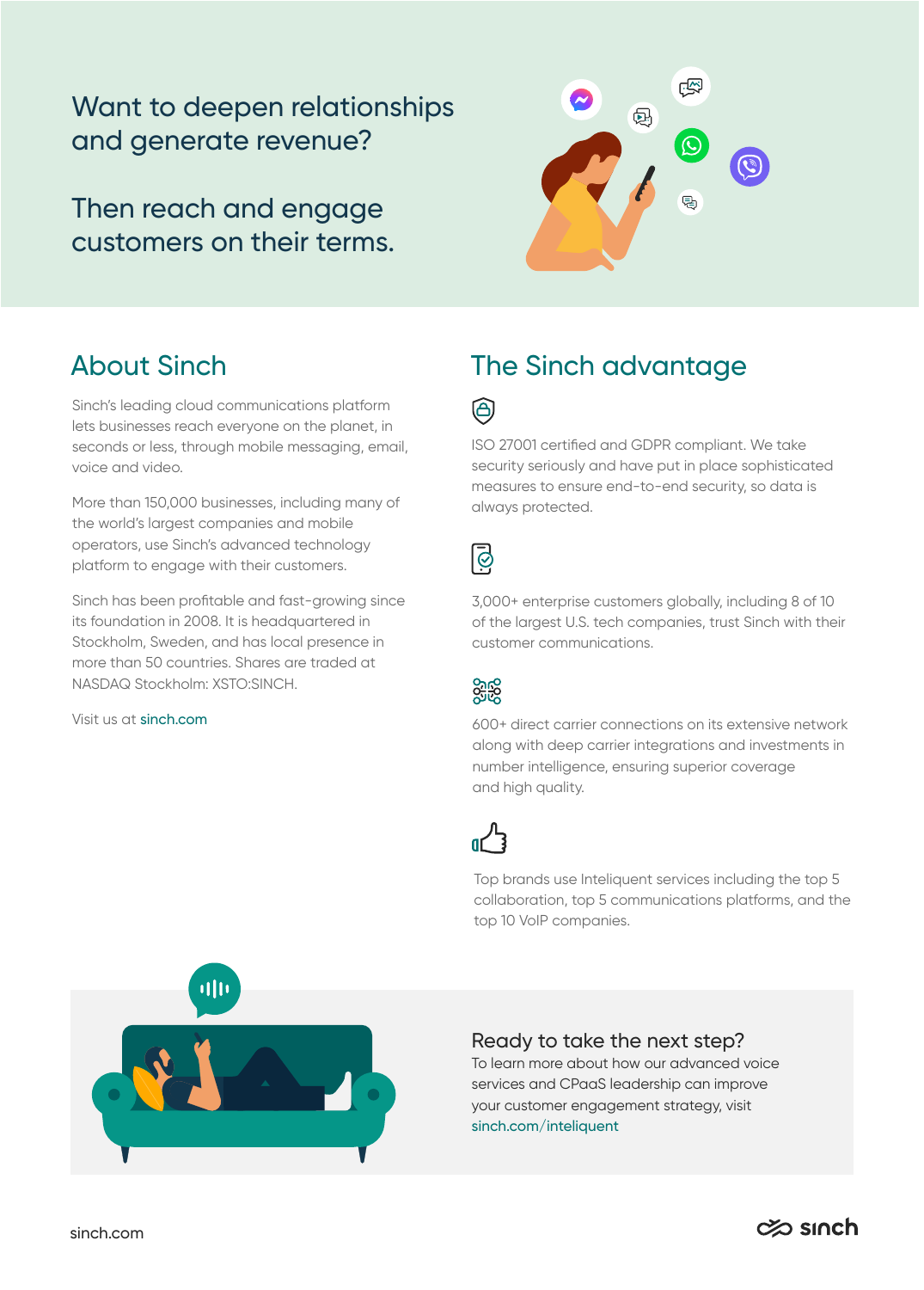# Want to deepen relationships and generate revenue?

# Then reach and engage customers on their terms.

## About Sinch

Sinch's leading cloud communications platform lets businesses reach everyone on the planet, in seconds or less, through mobile messaging, email, voice and video.

More than 150,000 businesses, including many of the world's largest companies and mobile operators, use Sinch's advanced technology platform to engage with their customers.

Sinch has been profitable and fast-growing since its foundation in 2008. It is headquartered in Stockholm, Sweden, and has local presence in more than 50 countries. Shares are traded at NASDAQ Stockholm: XSTO:SINCH.

Visit us at sinch.com

## The Sinch advantage

ISO 27001 certified and GDPR compliant. We take security seriously and have put in place sophisticated measures to ensure end-to-end security, so data is always protected.

3,000+ enterprise customers globally, including 8 of 10 of the largest U.S. tech companies, trust Sinch with their customer communications.

600+ direct carrier connections on its extensive network along with deep carrier integrations and investments in number intelligence, ensuring superior coverage and high quality.

Top brands use Inteliquent services including the top 5 collaboration, top 5 communications platforms, and the top 10 VoIP companies.

### Ready to take the next step?

To learn more about how our advanced voice services and CPaaS leadership can improve your customer engagement strategy, visit sinch.com/inteliquent

sinch.com

sinch